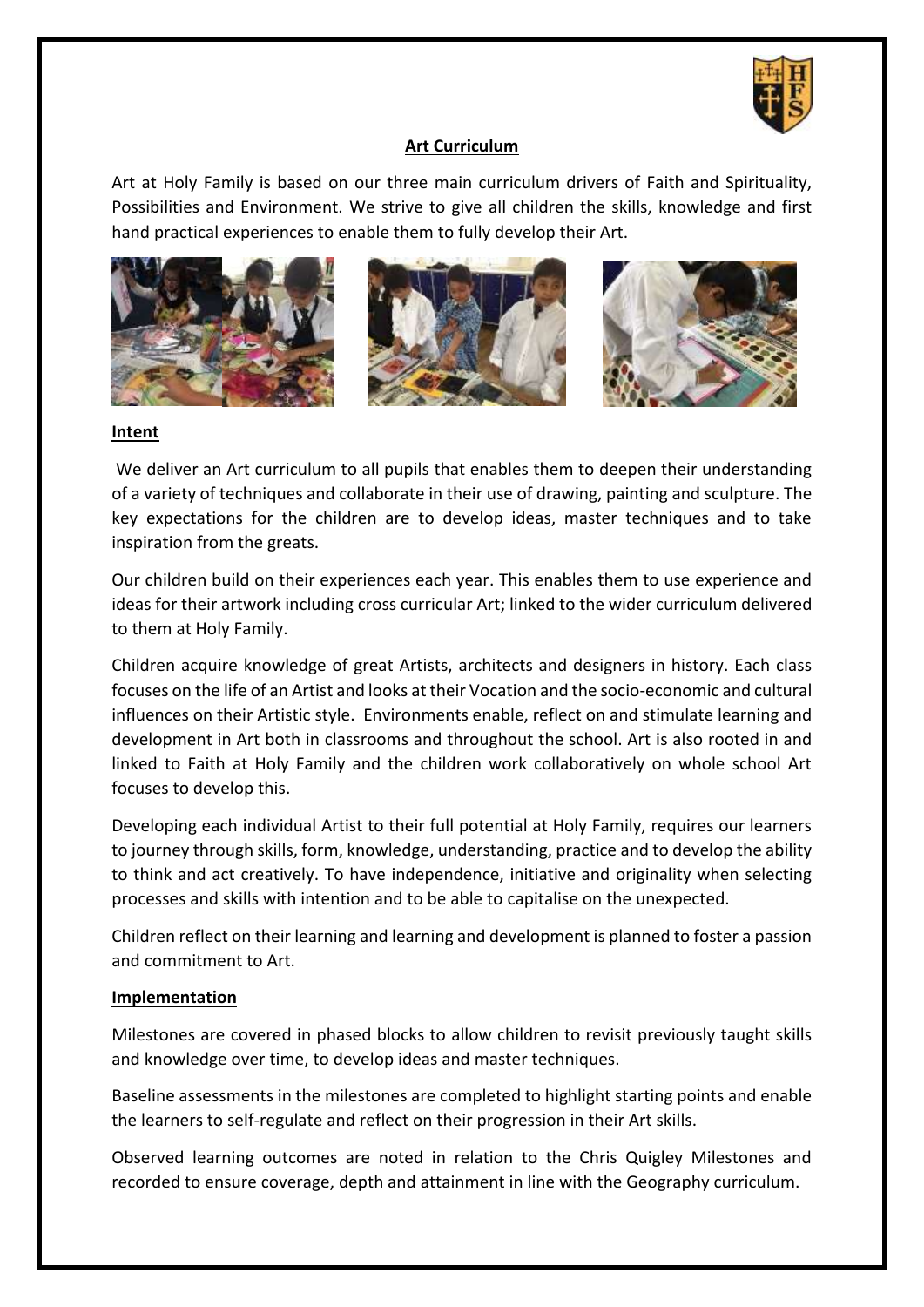# Art Curriculum

Art at Holy Family is based on our three main curriculum drivers of Faith and Spirituality, Possibilities and Environment. We strive to give all children the skills, knowledge and first hand practical experiences to enable them to fully develop their Art.

## Intent

We deliver an Art curriculum to all pupils that enables them to deepen their understanding of a variety of techniques and collaborate in their use of drawing, painting and sculpture. The key expectations for the children are to develop ideas, master techniques and to take inspiration from the greats.

Our children build on their experiences each year. This enables them to use experience and ideas for their artwork including cross curricular Art; linked to the wider curriculum delivered to them at Holy Family.

Children acquire knowledge of great Artists, architects and designers in history. Each class focuses on the life of an Artist and looks at their Vocation and the socio-economic and cultural influences on their Artistic style. Environments enable, reflect on and stimulate learning and development in Art both in classrooms and throughout the school. Art is also rooted in and linked to Faith at Holy Family and the children work collaboratively on whole school Art focuses to develop this.

Developing each individual Artist to their full potential at Holy Family, requires our learners to journey through skills, form, knowledge, understanding, practice and to develop the ability to think and act creatively. To have independence, initiative and originality when selecting processes and skills with intention and to be able to capitalise on the unexpected.

Children reflect on their learning and learning and development is planned to foster a passion and commitment to Art.

## Implementation

Milestones are covered in phased blocks to allow children to revisit previously taught skills and knowledge over time, to develop ideas and master techniques.

Baseline assessments in the milestones are completed to highlight starting points and enable the learners to self-regulate and reflect on their progression in their Art skills.

Observed learning outcomes are noted in relation to the Chris Quigley Milestones and recorded to ensure coverage, depth and attainment in line with the Geography curriculum.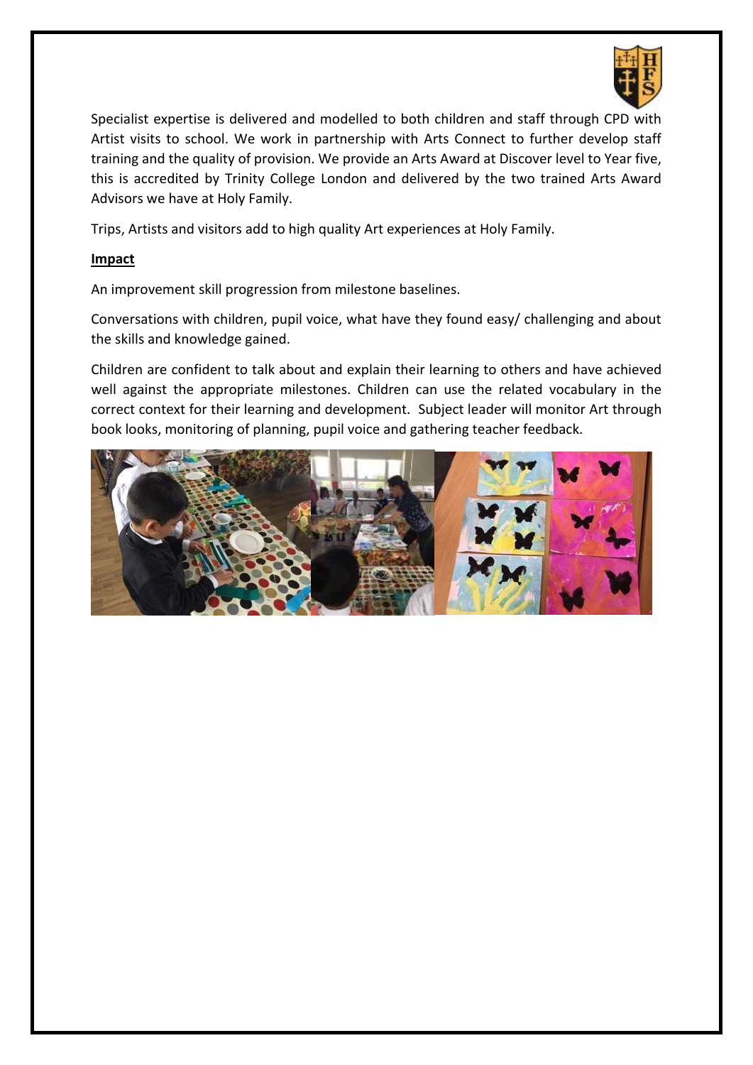Specialist expertise is delivered and modelled to both children and staff through CPD with Artist visits to school. We work in partnership with Arts Connect to further develop staff training and the quality of provision. We provide an Arts Award at Discover level to Year five, this is accredited by Trinity College London and delivered by the two trained Arts Award Advisors we have at Holy Family.

Trips, Artists and visitors add to high quality Art experiences at Holy Family.

**Impact**

An improvement skill progression from milestone baselines.

Conversations with children, pupil voice, what have they found easy/ challenging and about the skills and knowledge gained.

Children are confident to talk about and explain their learning to others and have achieved well against the appropriate milestones. Children can use the related vocabulary in the correct context for their learning and development. Subject leader will monitor Art through book looks, monitoring of planning, pupil voice and gathering teacher feedback.